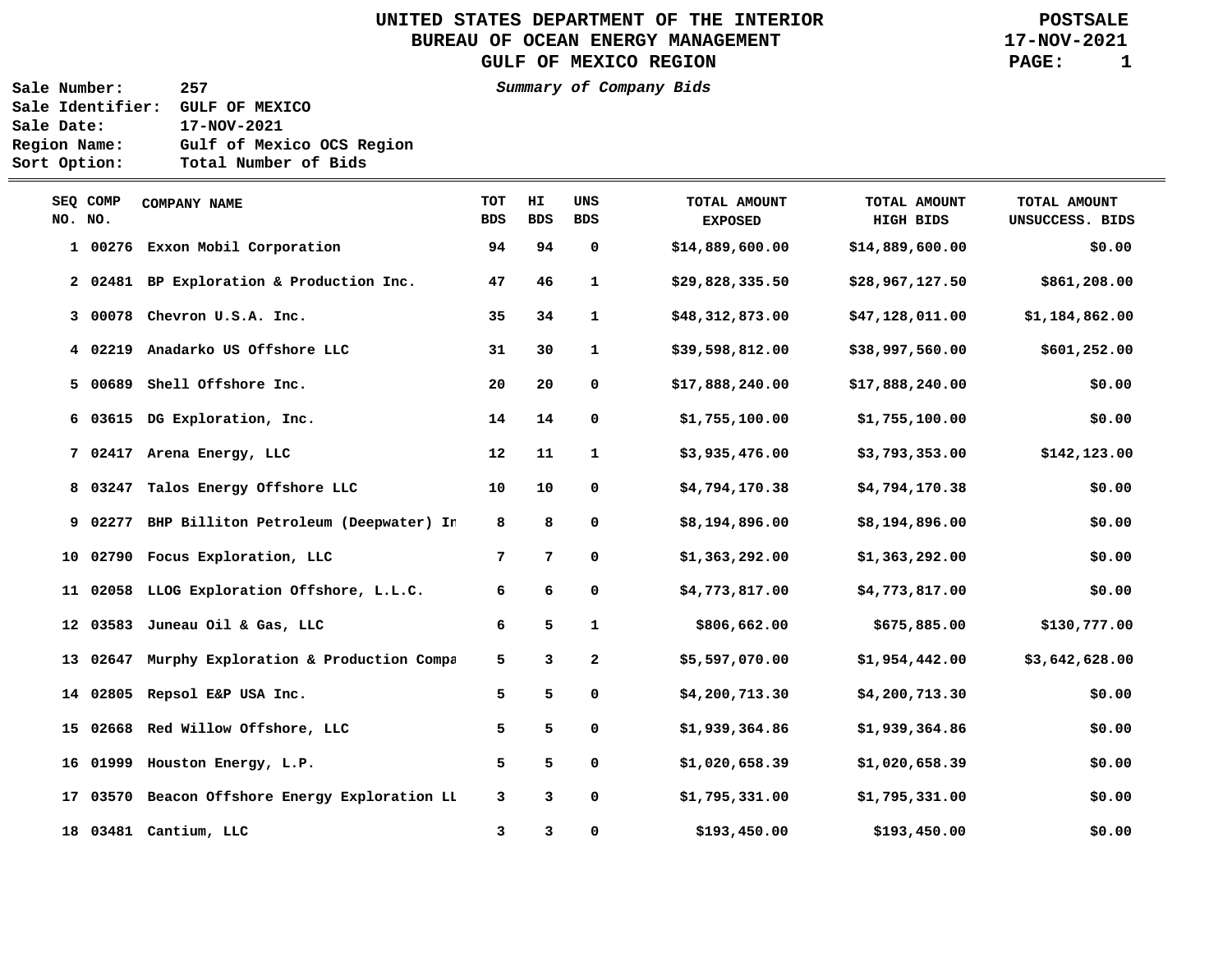# UNITED STATES DEPARTMENT OF THE INTERIOR
## BUREAU OF OCEAN ENERGY MANAGEMENT
## GULF OF MEXICO REGION

**POSTSALE**
**17-NOV-2021**

*Summary of Company Bids*

**Sale Number:** 257
**Sale Identifier:** GULF OF MEXICO
**Sale Date:** 17-NOV-2021
**Region Name:** Gulf of Mexico OCS Region
**Sort Option:** Total Number of Bids

| SEQ NO. | COMP NO. | COMPANY NAME | TOT BDS | HI BDS | UNS BDS | TOTAL AMOUNT EXPOSED | TOTAL AMOUNT HIGH BIDS | TOTAL AMOUNT UNSUCCESS. BIDS |
|---|---|---|---|---|---|---|---|---|
| 1 | 00276 | Exxon Mobil Corporation | 94 | 94 | 0 | $14,889,600.00 | $14,889,600.00 | $0.00 |
| 2 | 02481 | BP Exploration & Production Inc. | 47 | 46 | 1 | $29,828,335.50 | $28,967,127.50 | $861,208.00 |
| 3 | 00078 | Chevron U.S.A. Inc. | 35 | 34 | 1 | $48,312,873.00 | $47,128,011.00 | $1,184,862.00 |
| 4 | 02219 | Anadarko US Offshore LLC | 31 | 30 | 1 | $39,598,812.00 | $38,997,560.00 | $601,252.00 |
| 5 | 00689 | Shell Offshore Inc. | 20 | 20 | 0 | $17,888,240.00 | $17,888,240.00 | $0.00 |
| 6 | 03615 | DG Exploration, Inc. | 14 | 14 | 0 | $1,755,100.00 | $1,755,100.00 | $0.00 |
| 7 | 02417 | Arena Energy, LLC | 12 | 11 | 1 | $3,935,476.00 | $3,793,353.00 | $142,123.00 |
| 8 | 03247 | Talos Energy Offshore LLC | 10 | 10 | 0 | $4,794,170.38 | $4,794,170.38 | $0.00 |
| 9 | 02277 | BHP Billiton Petroleum (Deepwater) In | 8 | 8 | 0 | $8,194,896.00 | $8,194,896.00 | $0.00 |
| 10 | 02790 | Focus Exploration, LLC | 7 | 7 | 0 | $1,363,292.00 | $1,363,292.00 | $0.00 |
| 11 | 02058 | LLOG Exploration Offshore, L.L.C. | 6 | 6 | 0 | $4,773,817.00 | $4,773,817.00 | $0.00 |
| 12 | 03583 | Juneau Oil & Gas, LLC | 6 | 5 | 1 | $806,662.00 | $675,885.00 | $130,777.00 |
| 13 | 02647 | Murphy Exploration & Production Compa | 5 | 3 | 2 | $5,597,070.00 | $1,954,442.00 | $3,642,628.00 |
| 14 | 02805 | Repsol E&P USA Inc. | 5 | 5 | 0 | $4,200,713.30 | $4,200,713.30 | $0.00 |
| 15 | 02668 | Red Willow Offshore, LLC | 5 | 5 | 0 | $1,939,364.86 | $1,939,364.86 | $0.00 |
| 16 | 01999 | Houston Energy, L.P. | 5 | 5 | 0 | $1,020,658.39 | $1,020,658.39 | $0.00 |
| 17 | 03570 | Beacon Offshore Energy Exploration LL | 3 | 3 | 0 | $1,795,331.00 | $1,795,331.00 | $0.00 |
| 18 | 03481 | Cantium, LLC | 3 | 3 | 0 | $193,450.00 | $193,450.00 | $0.00 |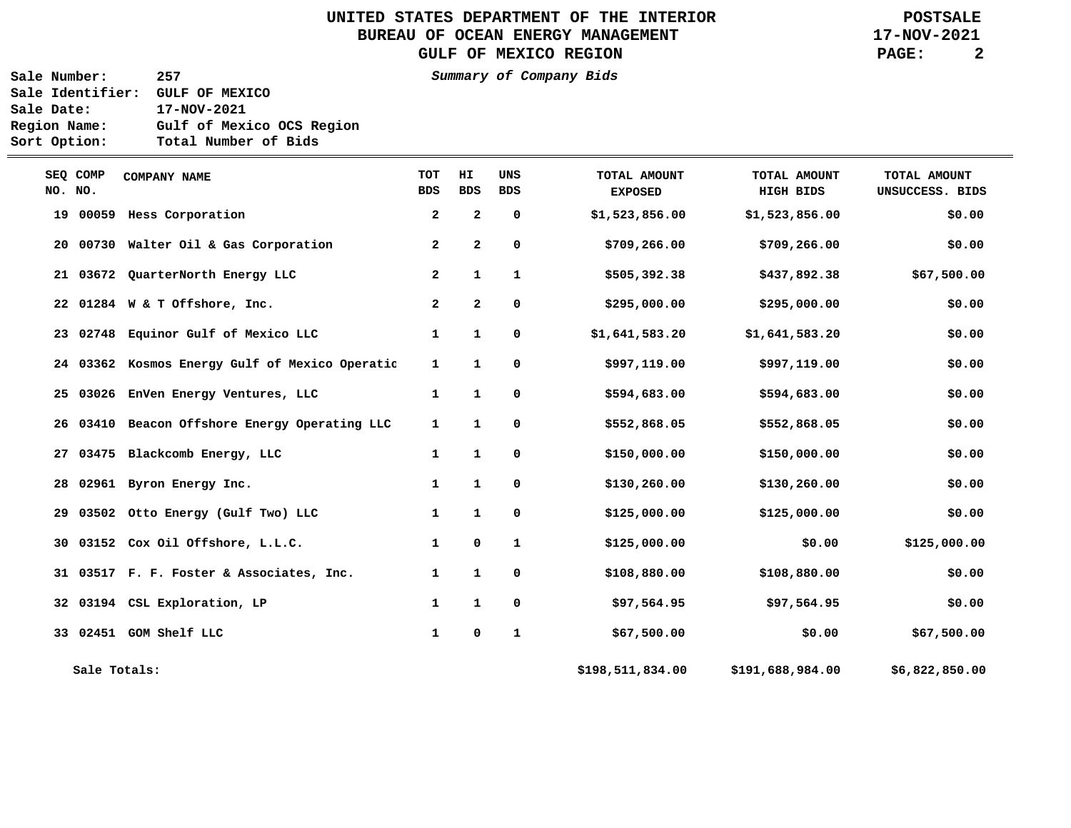UNITED STATES DEPARTMENT OF THE INTERIOR
BUREAU OF OCEAN ENERGY MANAGEMENT
GULF OF MEXICO REGION

POSTSALE
17-NOV-2021

Sale Number: 257
Sale Identifier: GULF OF MEXICO
Sale Date: 17-NOV-2021
Region Name: Gulf of Mexico OCS Region
Sort Option: Total Number of Bids

*Summary of Company Bids*

| SEQ NO. | COMP NO. | COMPANY NAME | TOT BDS | HI BDS | UNS BDS | TOTAL AMOUNT EXPOSED | TOTAL AMOUNT HIGH BIDS | TOTAL AMOUNT UNSUCCESS. BIDS |
|---|---|---|---|---|---|---|---|---|
| 19 | 00059 | Hess Corporation | 2 | 2 | 0 | $1,523,856.00 | $1,523,856.00 | $0.00 |
| 20 | 00730 | Walter Oil & Gas Corporation | 2 | 2 | 0 | $709,266.00 | $709,266.00 | $0.00 |
| 21 | 03672 | QuarterNorth Energy LLC | 2 | 1 | 1 | $505,392.38 | $437,892.38 | $67,500.00 |
| 22 | 01284 | W & T Offshore, Inc. | 2 | 2 | 0 | $295,000.00 | $295,000.00 | $0.00 |
| 23 | 02748 | Equinor Gulf of Mexico LLC | 1 | 1 | 0 | $1,641,583.20 | $1,641,583.20 | $0.00 |
| 24 | 03362 | Kosmos Energy Gulf of Mexico Operatic | 1 | 1 | 0 | $997,119.00 | $997,119.00 | $0.00 |
| 25 | 03026 | EnVen Energy Ventures, LLC | 1 | 1 | 0 | $594,683.00 | $594,683.00 | $0.00 |
| 26 | 03410 | Beacon Offshore Energy Operating LLC | 1 | 1 | 0 | $552,868.05 | $552,868.05 | $0.00 |
| 27 | 03475 | Blackcomb Energy, LLC | 1 | 1 | 0 | $150,000.00 | $150,000.00 | $0.00 |
| 28 | 02961 | Byron Energy Inc. | 1 | 1 | 0 | $130,260.00 | $130,260.00 | $0.00 |
| 29 | 03502 | Otto Energy (Gulf Two) LLC | 1 | 1 | 0 | $125,000.00 | $125,000.00 | $0.00 |
| 30 | 03152 | Cox Oil Offshore, L.L.C. | 1 | 0 | 1 | $125,000.00 | $0.00 | $125,000.00 |
| 31 | 03517 | F. F. Foster & Associates, Inc. | 1 | 1 | 0 | $108,880.00 | $108,880.00 | $0.00 |
| 32 | 03194 | CSL Exploration, LP | 1 | 1 | 0 | $97,564.95 | $97,564.95 | $0.00 |
| 33 | 02451 | GOM Shelf LLC | 1 | 0 | 1 | $67,500.00 | $0.00 | $67,500.00 |
| | | Sale Totals: | | | | $198,511,834.00 | $191,688,984.00 | $6,822,850.00 |